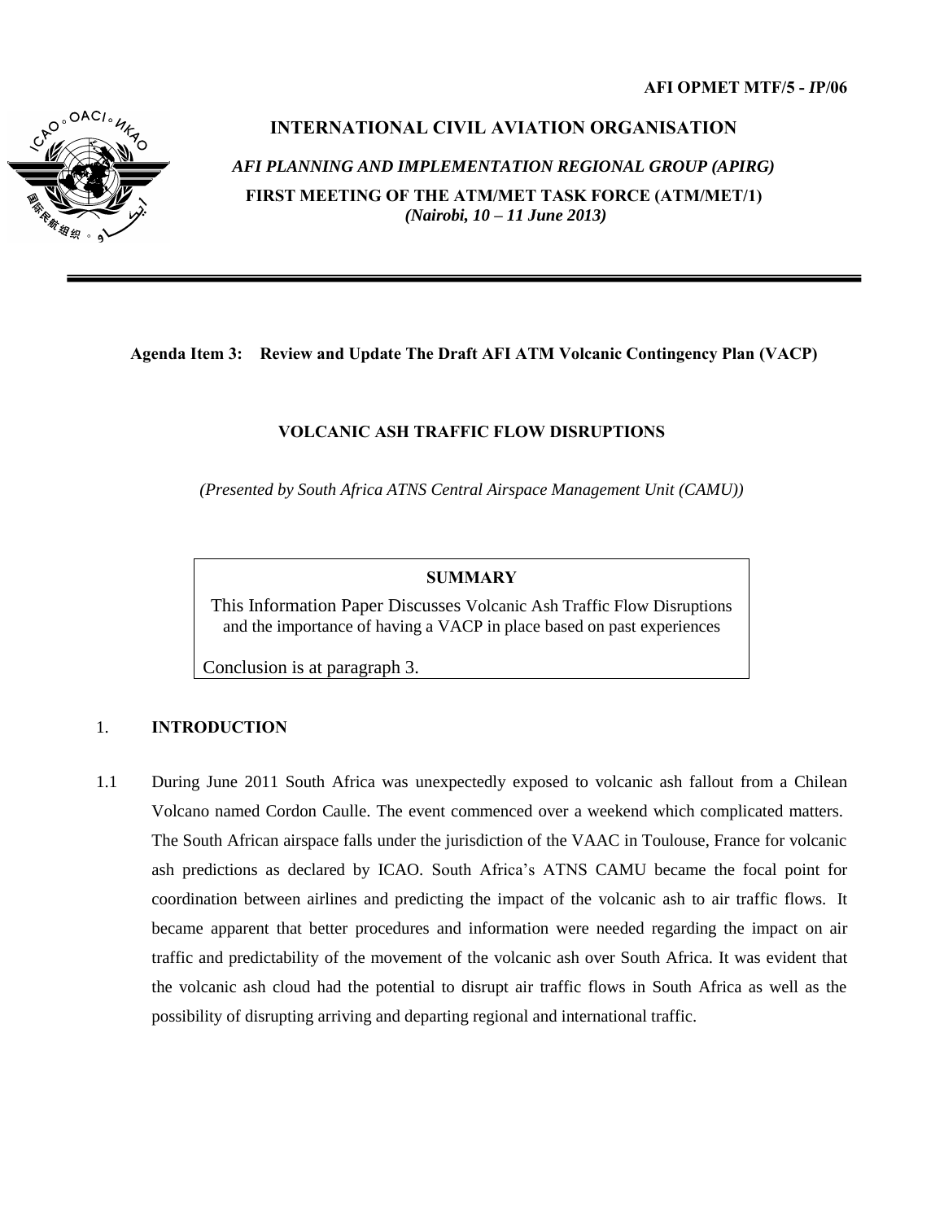**AFI OPMET MTF/5 - IP/06**

# INTERNATIONAL CIVIL AVIATION ORGANISATION

*AFI PLANNING AND IMPLEMENTATION REGIONAL GROUP (APIRG)*

**FIRST MEETING OF THE ATM/MET TASK FORCE (ATM/MET/1)**
***(Nairobi, 10 – 11 June 2013)***

---

**Agenda Item 3: Review and Update The Draft AFI ATM Volcanic Contingency Plan (VACP)**

## VOLCANIC ASH TRAFFIC FLOW DISRUPTIONS

*(Presented by South Africa ATNS Central Airspace Management Unit (CAMU))*

| **SUMMARY** |
|---|
| This Information Paper Discusses Volcanic Ash Traffic Flow Disruptions and the importance of having a VACP in place based on past experiences |
| Conclusion is at paragraph 3. |

## 1. INTRODUCTION

1.1 During June 2011 South Africa was unexpectedly exposed to volcanic ash fallout from a Chilean Volcano named Cordon Caulle. The event commenced over a weekend which complicated matters. The South African airspace falls under the jurisdiction of the VAAC in Toulouse, France for volcanic ash predictions as declared by ICAO. South Africa's ATNS CAMU became the focal point for coordination between airlines and predicting the impact of the volcanic ash to air traffic flows. It became apparent that better procedures and information were needed regarding the impact on air traffic and predictability of the movement of the volcanic ash over South Africa. It was evident that the volcanic ash cloud had the potential to disrupt air traffic flows in South Africa as well as the possibility of disrupting arriving and departing regional and international traffic.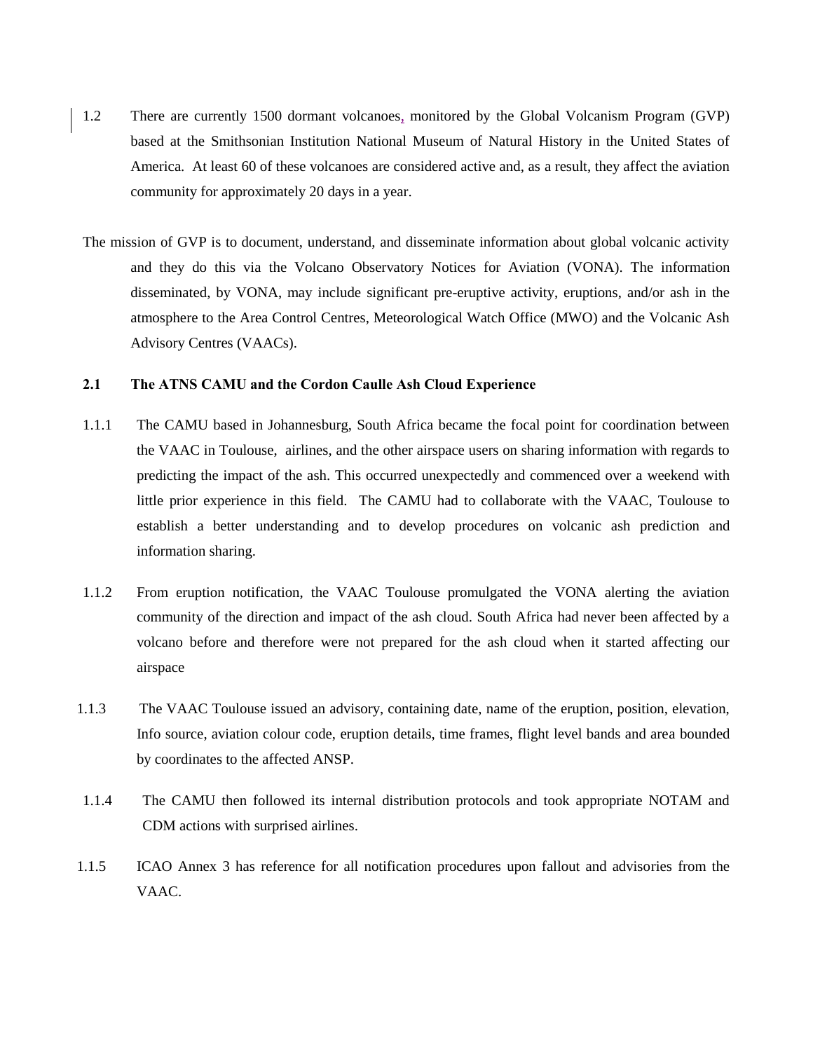1.2 There are currently 1500 dormant volcanoes, monitored by the Global Volcanism Program (GVP) based at the Smithsonian Institution National Museum of Natural History in the United States of America. At least 60 of these volcanoes are considered active and, as a result, they affect the aviation community for approximately 20 days in a year.

The mission of GVP is to document, understand, and disseminate information about global volcanic activity and they do this via the Volcano Observatory Notices for Aviation (VONA). The information disseminated, by VONA, may include significant pre-eruptive activity, eruptions, and/or ash in the atmosphere to the Area Control Centres, Meteorological Watch Office (MWO) and the Volcanic Ash Advisory Centres (VAACs).

## 2.1 The ATNS CAMU and the Cordon Caulle Ash Cloud Experience

1.1.1 The CAMU based in Johannesburg, South Africa became the focal point for coordination between the VAAC in Toulouse, airlines, and the other airspace users on sharing information with regards to predicting the impact of the ash. This occurred unexpectedly and commenced over a weekend with little prior experience in this field. The CAMU had to collaborate with the VAAC, Toulouse to establish a better understanding and to develop procedures on volcanic ash prediction and information sharing.

1.1.2 From eruption notification, the VAAC Toulouse promulgated the VONA alerting the aviation community of the direction and impact of the ash cloud. South Africa had never been affected by a volcano before and therefore were not prepared for the ash cloud when it started affecting our airspace

1.1.3 The VAAC Toulouse issued an advisory, containing date, name of the eruption, position, elevation, Info source, aviation colour code, eruption details, time frames, flight level bands and area bounded by coordinates to the affected ANSP.

1.1.4 The CAMU then followed its internal distribution protocols and took appropriate NOTAM and CDM actions with surprised airlines.

1.1.5 ICAO Annex 3 has reference for all notification procedures upon fallout and advisories from the VAAC.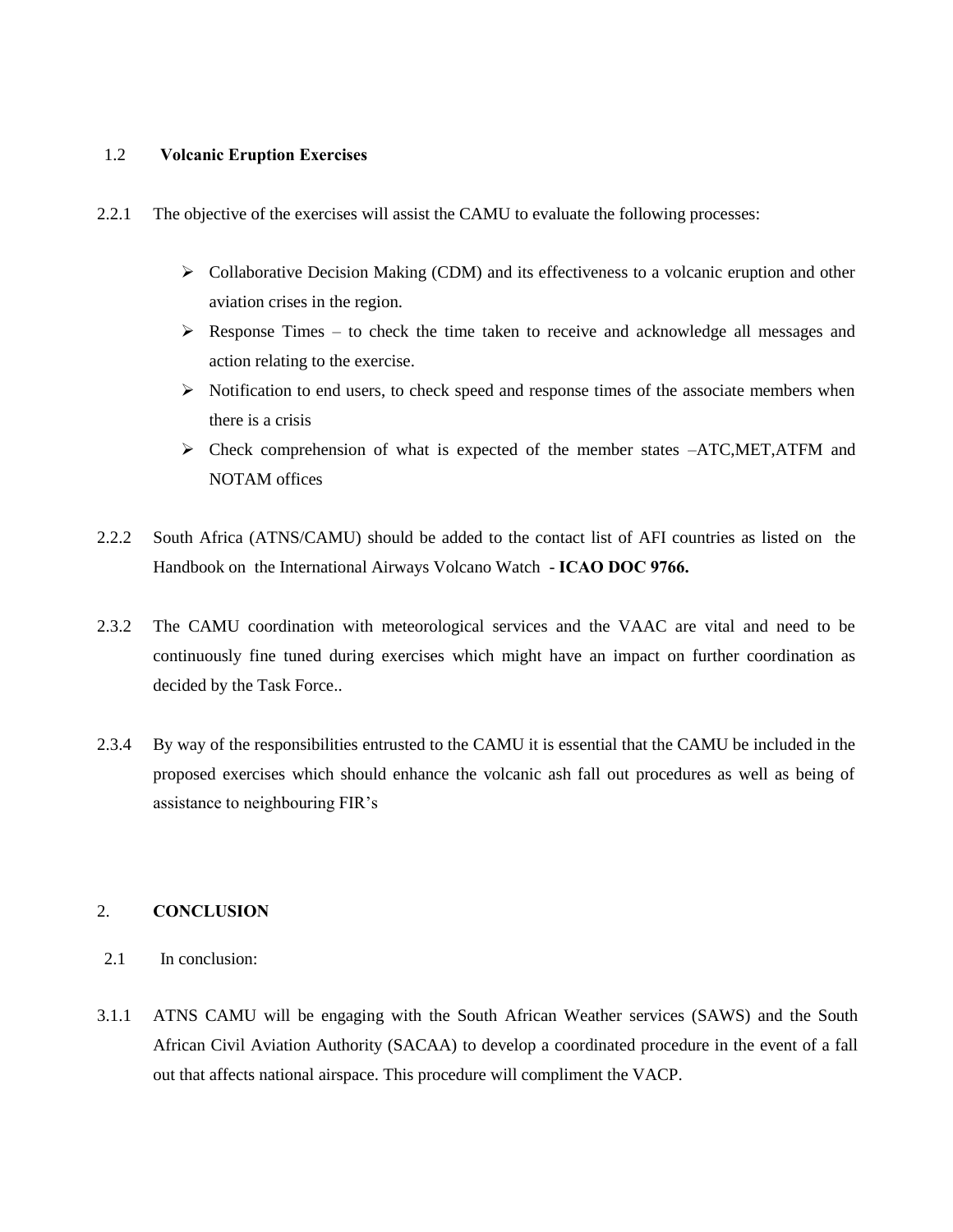## 1.2 **Volcanic Eruption Exercises**

2.2.1 The objective of the exercises will assist the CAMU to evaluate the following processes:

- Collaborative Decision Making (CDM) and its effectiveness to a volcanic eruption and other aviation crises in the region.
- Response Times – to check the time taken to receive and acknowledge all messages and action relating to the exercise.
- Notification to end users, to check speed and response times of the associate members when there is a crisis
- Check comprehension of what is expected of the member states –ATC,MET,ATFM and NOTAM offices

2.2.2 South Africa (ATNS/CAMU) should be added to the contact list of AFI countries as listed on the Handbook on the International Airways Volcano Watch - **ICAO DOC 9766.**

2.3.2 The CAMU coordination with meteorological services and the VAAC are vital and need to be continuously fine tuned during exercises which might have an impact on further coordination as decided by the Task Force..

2.3.4 By way of the responsibilities entrusted to the CAMU it is essential that the CAMU be included in the proposed exercises which should enhance the volcanic ash fall out procedures as well as being of assistance to neighbouring FIR's

## 2. **CONCLUSION**

2.1 In conclusion:

3.1.1 ATNS CAMU will be engaging with the South African Weather services (SAWS) and the South African Civil Aviation Authority (SACAA) to develop a coordinated procedure in the event of a fall out that affects national airspace. This procedure will compliment the VACP.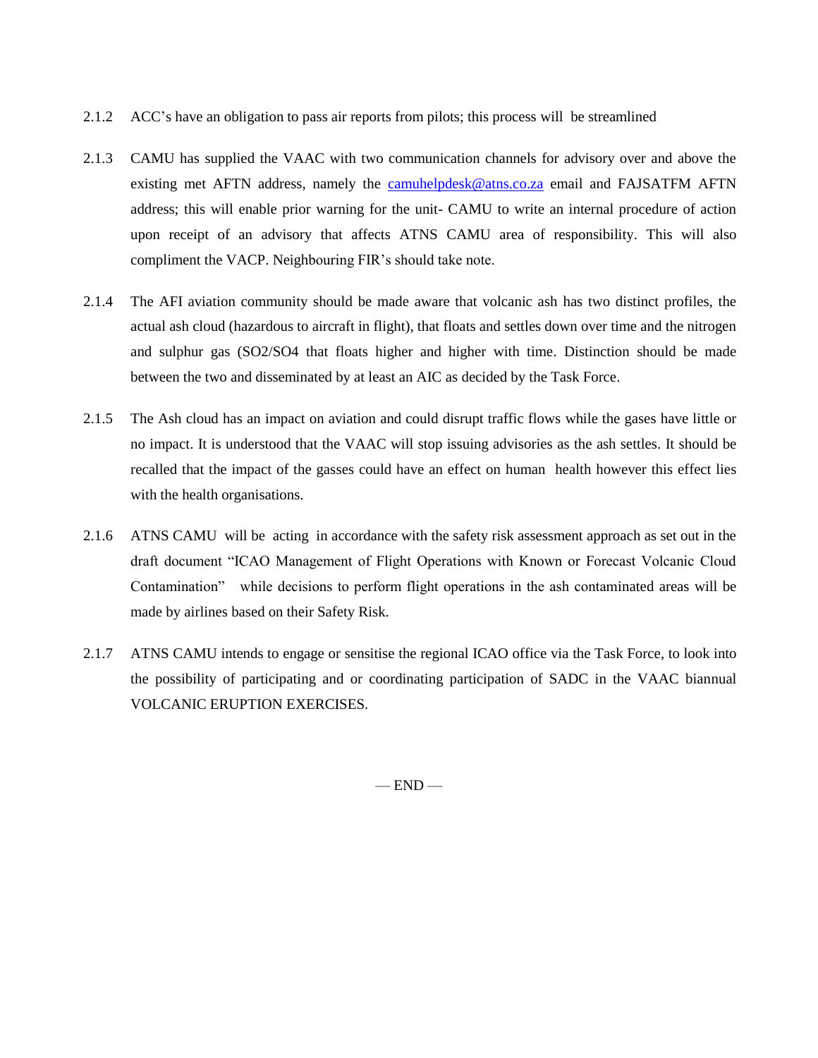2.1.2 ACC's have an obligation to pass air reports from pilots; this process will be streamlined

2.1.3 CAMU has supplied the VAAC with two communication channels for advisory over and above the existing met AFTN address, namely the camuhelpdesk@atns.co.za email and FAJSATFM AFTN address; this will enable prior warning for the unit- CAMU to write an internal procedure of action upon receipt of an advisory that affects ATNS CAMU area of responsibility. This will also compliment the VACP. Neighbouring FIR's should take note.

2.1.4 The AFI aviation community should be made aware that volcanic ash has two distinct profiles, the actual ash cloud (hazardous to aircraft in flight), that floats and settles down over time and the nitrogen and sulphur gas (SO2/SO4 that floats higher and higher with time. Distinction should be made between the two and disseminated by at least an AIC as decided by the Task Force.

2.1.5 The Ash cloud has an impact on aviation and could disrupt traffic flows while the gases have little or no impact. It is understood that the VAAC will stop issuing advisories as the ash settles. It should be recalled that the impact of the gasses could have an effect on human health however this effect lies with the health organisations.

2.1.6 ATNS CAMU will be acting in accordance with the safety risk assessment approach as set out in the draft document "ICAO Management of Flight Operations with Known or Forecast Volcanic Cloud Contamination" while decisions to perform flight operations in the ash contaminated areas will be made by airlines based on their Safety Risk.

2.1.7 ATNS CAMU intends to engage or sensitise the regional ICAO office via the Task Force, to look into the possibility of participating and or coordinating participation of SADC in the VAAC biannual VOLCANIC ERUPTION EXERCISES.

— END —